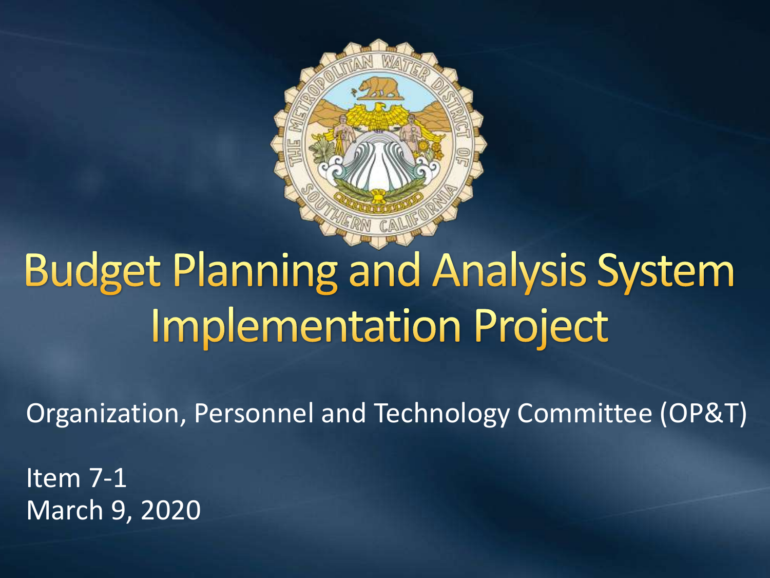# Budget Planning and Analysis System Implementation Project

Organization, Personnel and Technology Committee (OP&T)

Item 7-1
March 9, 2020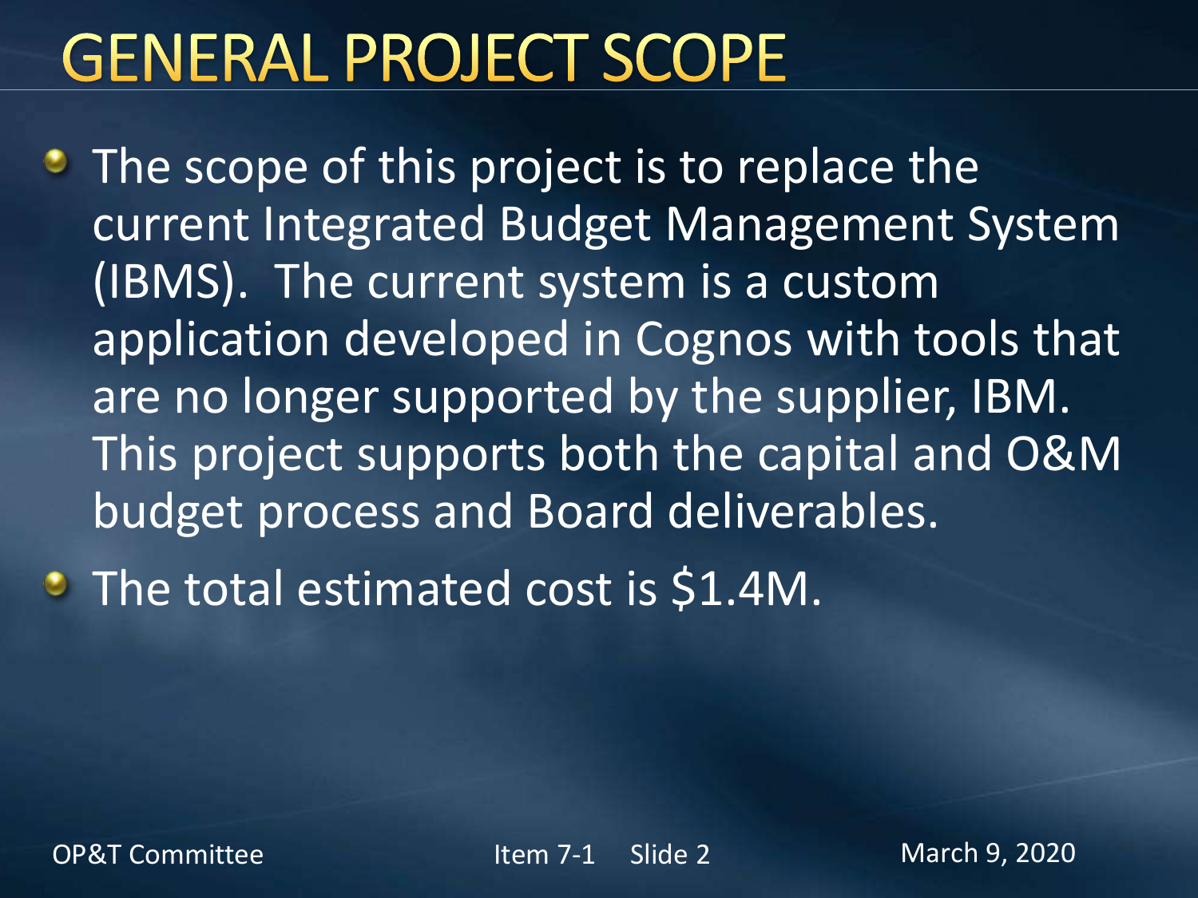# GENERAL PROJECT SCOPE

- The scope of this project is to replace the current Integrated Budget Management System (IBMS). The current system is a custom application developed in Cognos with tools that are no longer supported by the supplier, IBM. This project supports both the capital and O&M budget process and Board deliverables.
- The total estimated cost is $1.4M.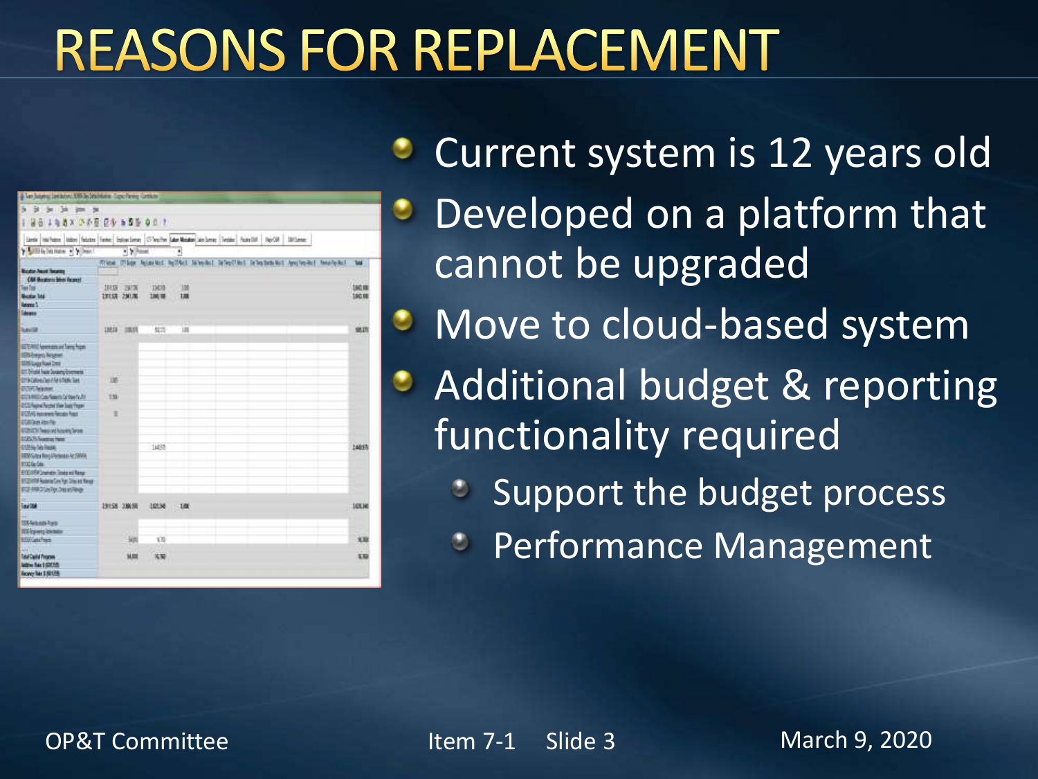# REASONS FOR REPLACEMENT

- Current system is 12 years old
- Developed on a platform that cannot be upgraded
- Move to cloud-based system
- Additional budget & reporting functionality required
  - Support the budget process
  - Performance Management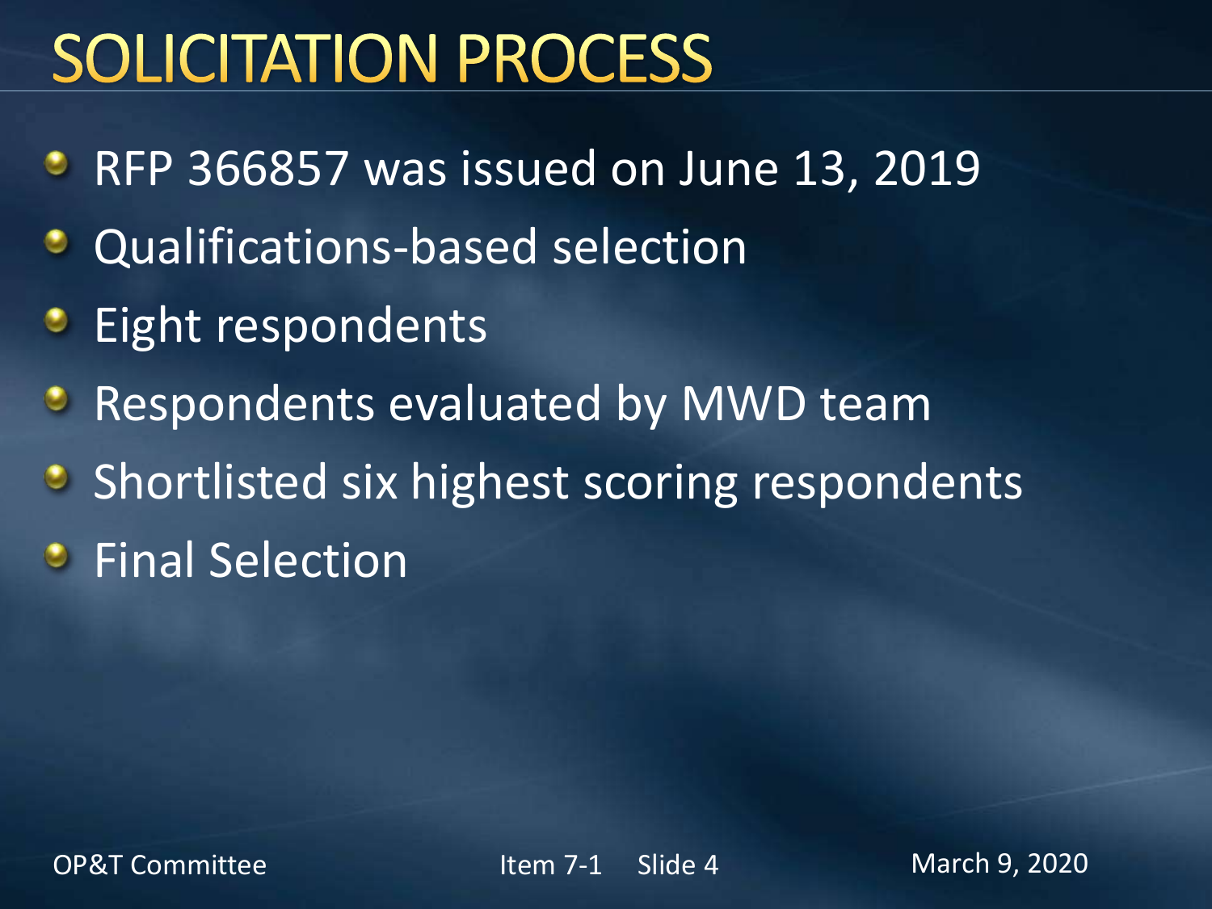# SOLICITATION PROCESS

- RFP 366857 was issued on June 13, 2019
- Qualifications-based selection
- Eight respondents
- Respondents evaluated by MWD team
- Shortlisted six highest scoring respondents
- Final Selection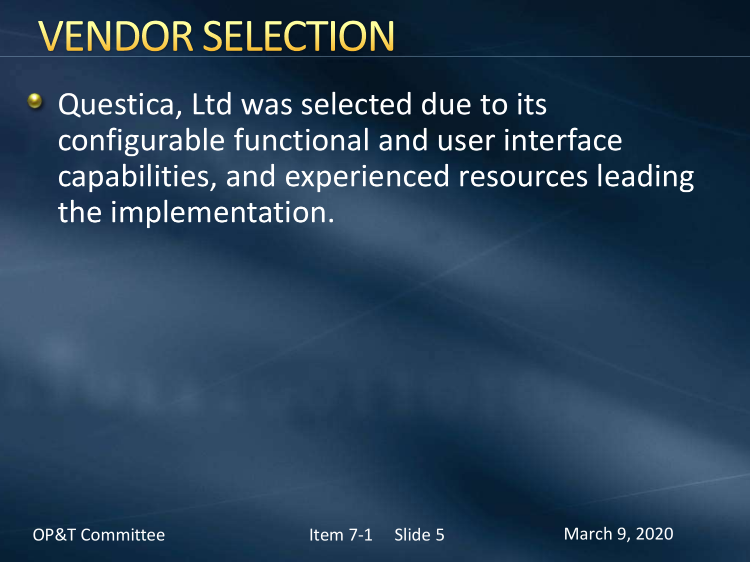# VENDOR SELECTION

- Questica, Ltd was selected due to its configurable functional and user interface capabilities, and experienced resources leading the implementation.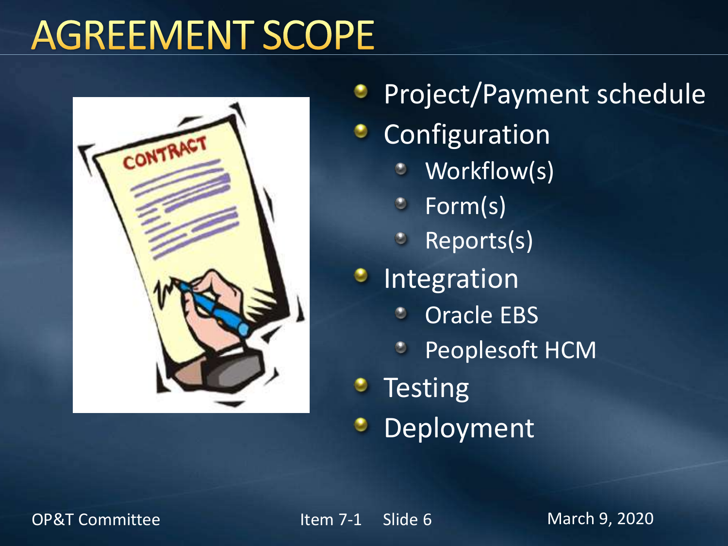# AGREEMENT SCOPE

- Project/Payment schedule
- Configuration
  - Workflow(s)
  - Form(s)
  - Reports(s)
- Integration
  - Oracle EBS
  - Peoplesoft HCM
- Testing
- Deployment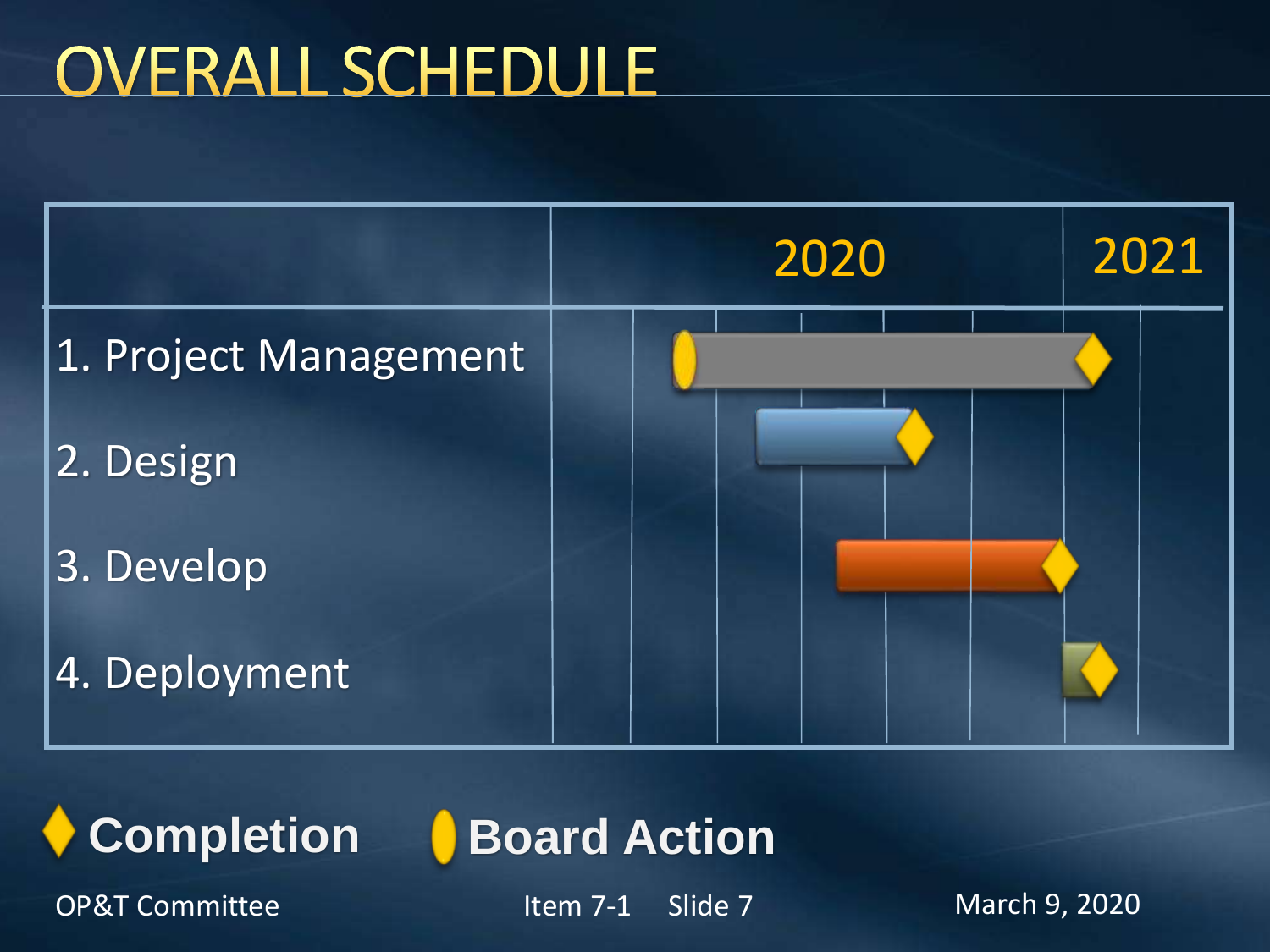# OVERALL SCHEDULE

2020

2021

1. Project Management

2. Design

3. Develop

4. Deployment

Completion

Board Action

OP&T Committee

Item 7-1 Slide 7

March 9, 2020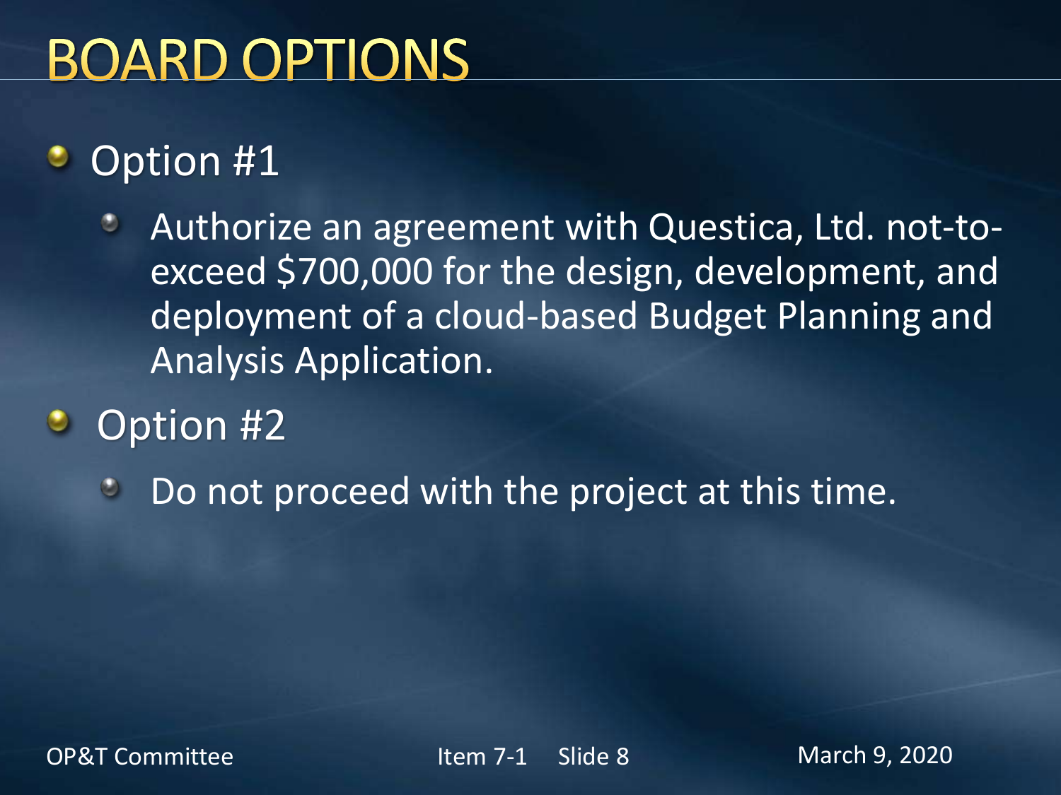# BOARD OPTIONS

- Option #1
  - Authorize an agreement with Questica, Ltd. not-to-exceed $700,000 for the design, development, and deployment of a cloud-based Budget Planning and Analysis Application.
- Option #2
  - Do not proceed with the project at this time.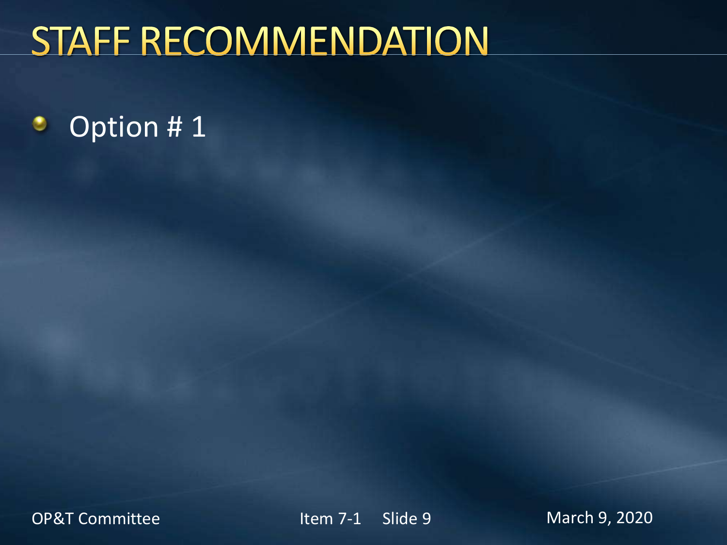# STAFF RECOMMENDATION

- Option # 1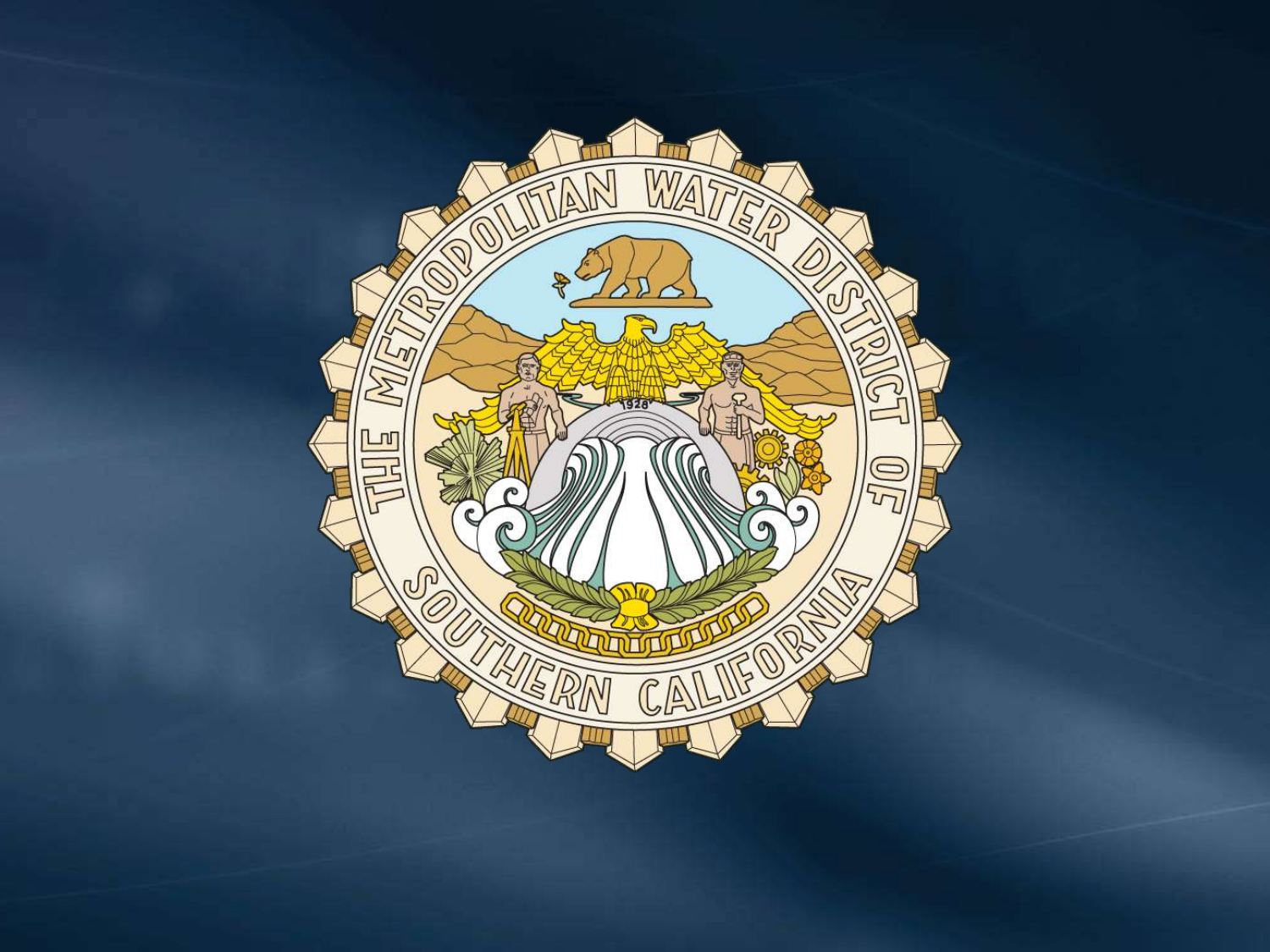THE METROPOLITAN WATER DISTRICT OF SOUTHERN CALIFORNIA

1928